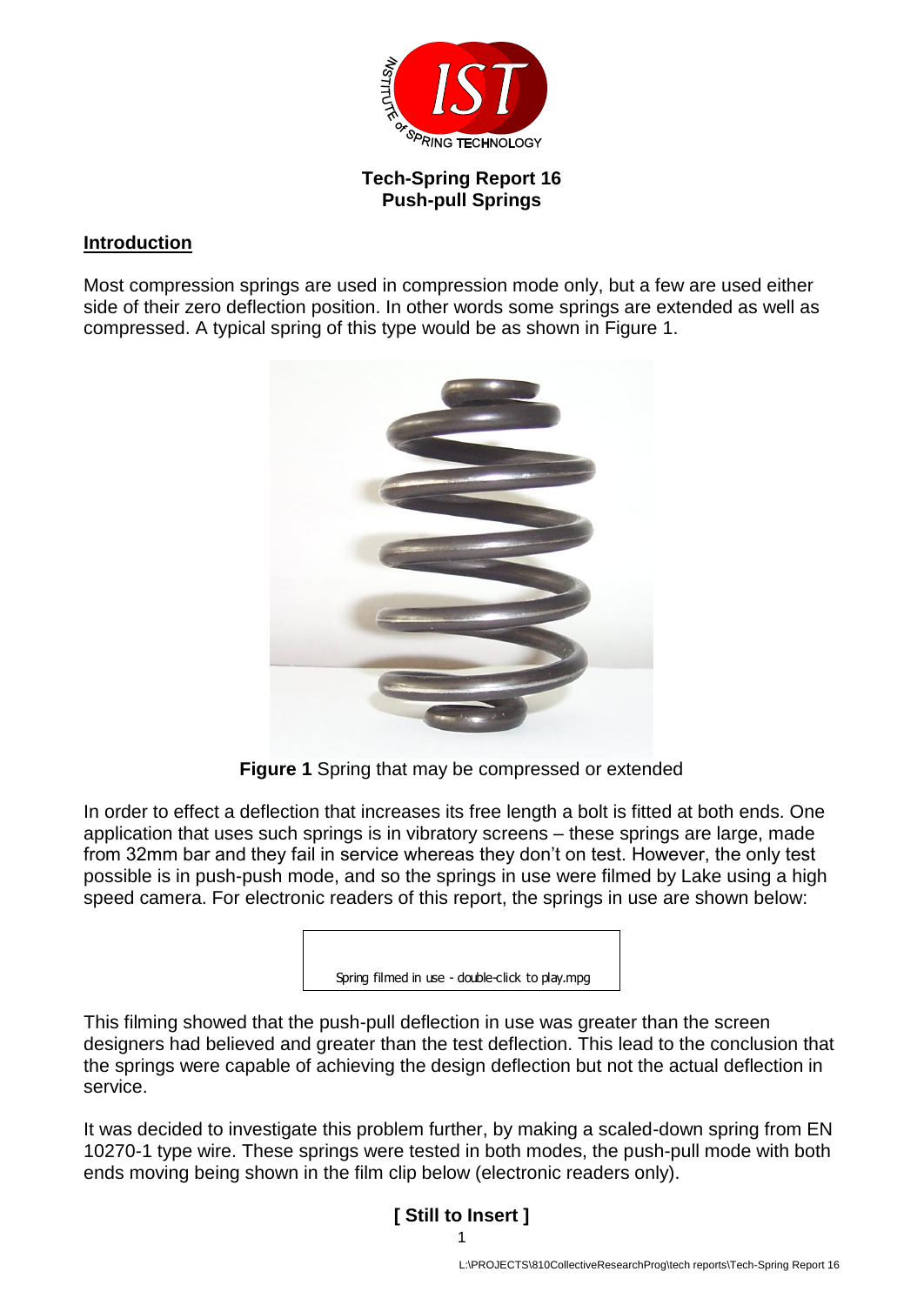**Tech-Spring Report 16**
**Push-pull Springs**

## Introduction

Most compression springs are used in compression mode only, but a few are used either side of their zero deflection position. In other words some springs are extended as well as compressed. A typical spring of this type would be as shown in Figure 1.

**Figure 1** Spring that may be compressed or extended

In order to effect a deflection that increases its free length a bolt is fitted at both ends. One application that uses such springs is in vibratory screens – these springs are large, made from 32mm bar and they fail in service whereas they don't on test. However, the only test possible is in push-push mode, and so the springs in use were filmed by Lake using a high speed camera. For electronic readers of this report, the springs in use are shown below:

Spring filmed in use - double-click to play.mpg

This filming showed that the push-pull deflection in use was greater than the screen designers had believed and greater than the test deflection. This lead to the conclusion that the springs were capable of achieving the design deflection but not the actual deflection in service.

It was decided to investigate this problem further, by making a scaled-down spring from EN 10270-1 type wire. These springs were tested in both modes, the push-pull mode with both ends moving being shown in the film clip below (electronic readers only).

**[ Still to Insert ]**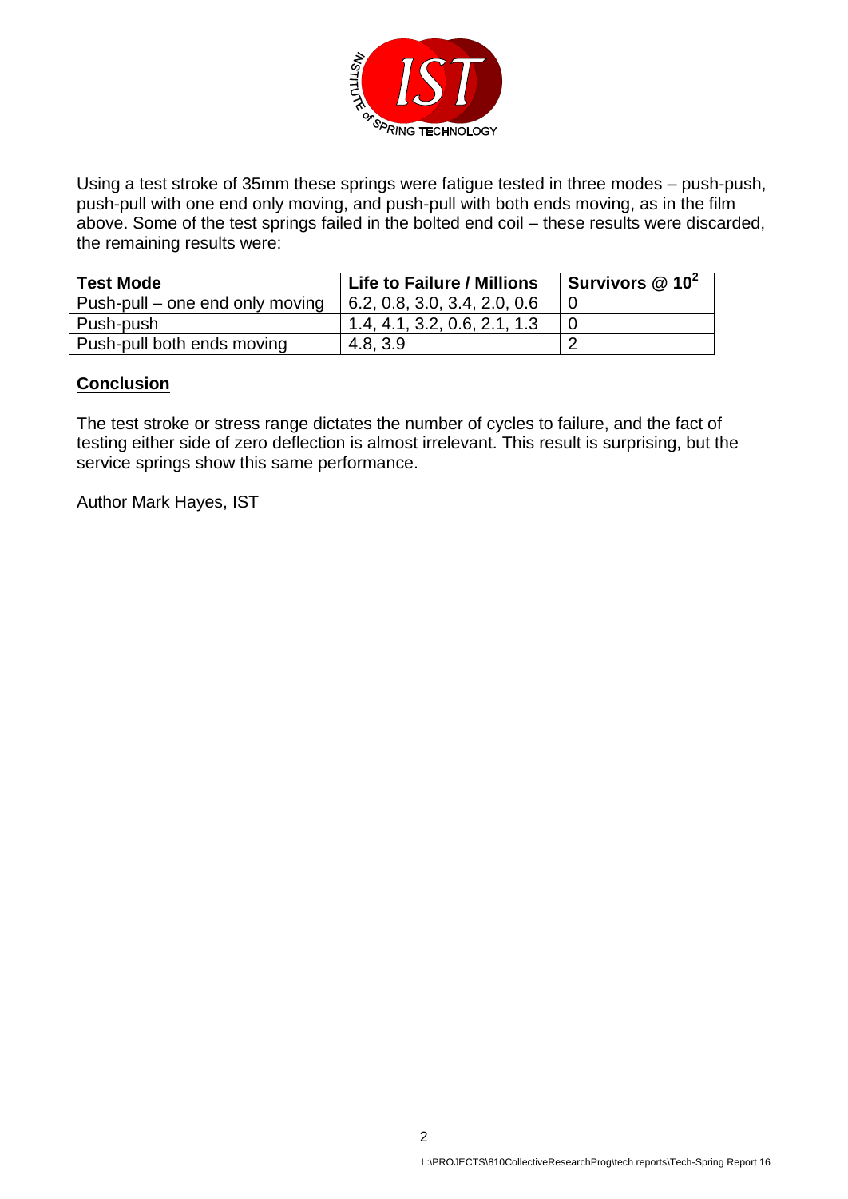Using a test stroke of 35mm these springs were fatigue tested in three modes – push-push, push-pull with one end only moving, and push-pull with both ends moving, as in the film above. Some of the test springs failed in the bolted end coil – these results were discarded, the remaining results were:

| **Test Mode** | **Life to Failure / Millions** | **Survivors @ $10^2$** |
| --- | --- | --- |
| Push-pull – one end only moving | 6.2, 0.8, 3.0, 3.4, 2.0, 0.6 | 0 |
| Push-push | 1.4, 4.1, 3.2, 0.6, 2.1, 1.3 | 0 |
| Push-pull both ends moving | 4.8, 3.9 | 2 |

## Conclusion

The test stroke or stress range dictates the number of cycles to failure, and the fact of testing either side of zero deflection is almost irrelevant. This result is surprising, but the service springs show this same performance.

Author Mark Hayes, IST